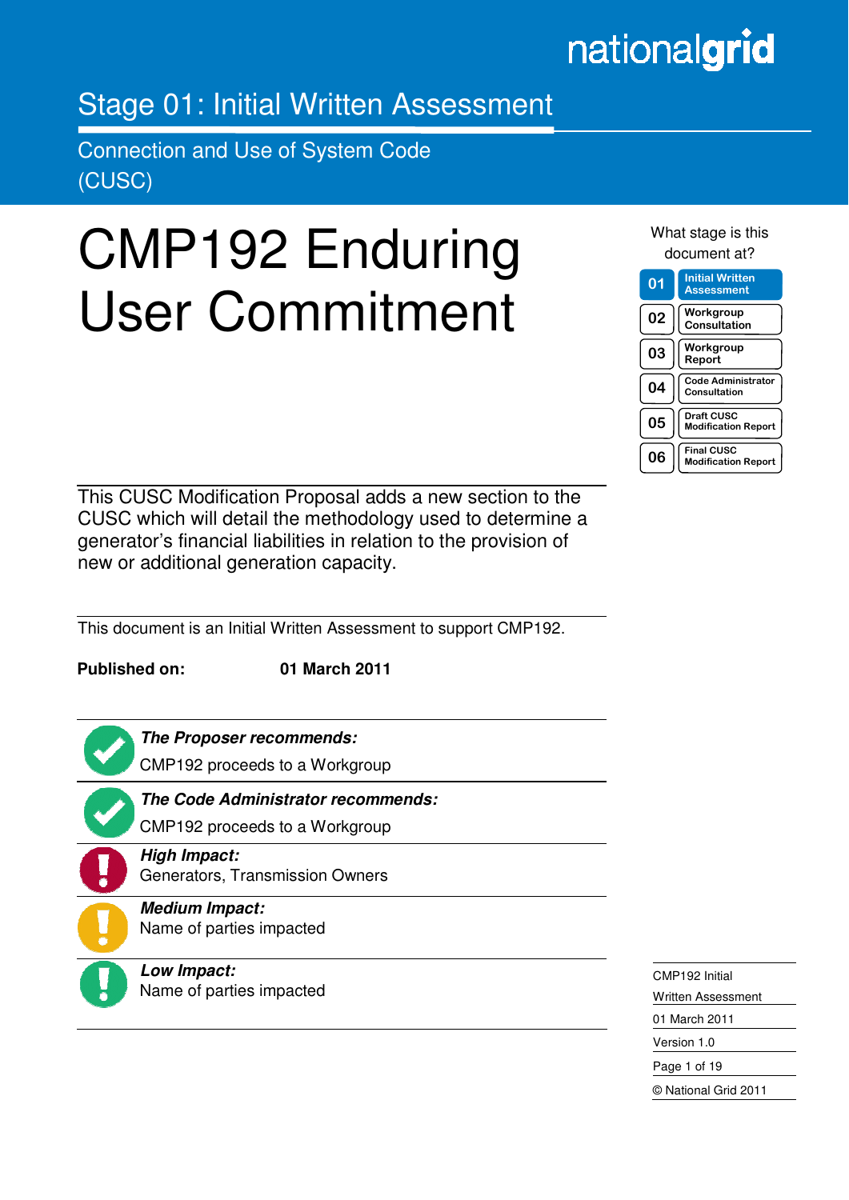nationalgrid

## Stage 01: Initial Written Assessment

Connection and Use of System Code (CUSC)

# CMP192 Enduring User Commitment

What stage is this document at?

| | |
|---|---|
| 01 | Initial Written Assessment |
| 02 | Workgroup Consultation |
| 03 | Workgroup Report |
| 04 | Code Administrator Consultation |
| 05 | Draft CUSC Modification Report |
| 06 | Final CUSC Modification Report |

This CUSC Modification Proposal adds a new section to the CUSC which will detail the methodology used to determine a generator's financial liabilities in relation to the provision of new or additional generation capacity.

This document is an Initial Written Assessment to support CMP192.

**Published on:** **01 March 2011**

***The Proposer recommends:***

CMP192 proceeds to a Workgroup

***The Code Administrator recommends:***

CMP192 proceeds to a Workgroup

***High Impact:***

Generators, Transmission Owners

***Medium Impact:***

Name of parties impacted

***Low Impact:***

Name of parties impacted

CMP192 Initial Written Assessment

01 March 2011

Version 1.0

© National Grid 2011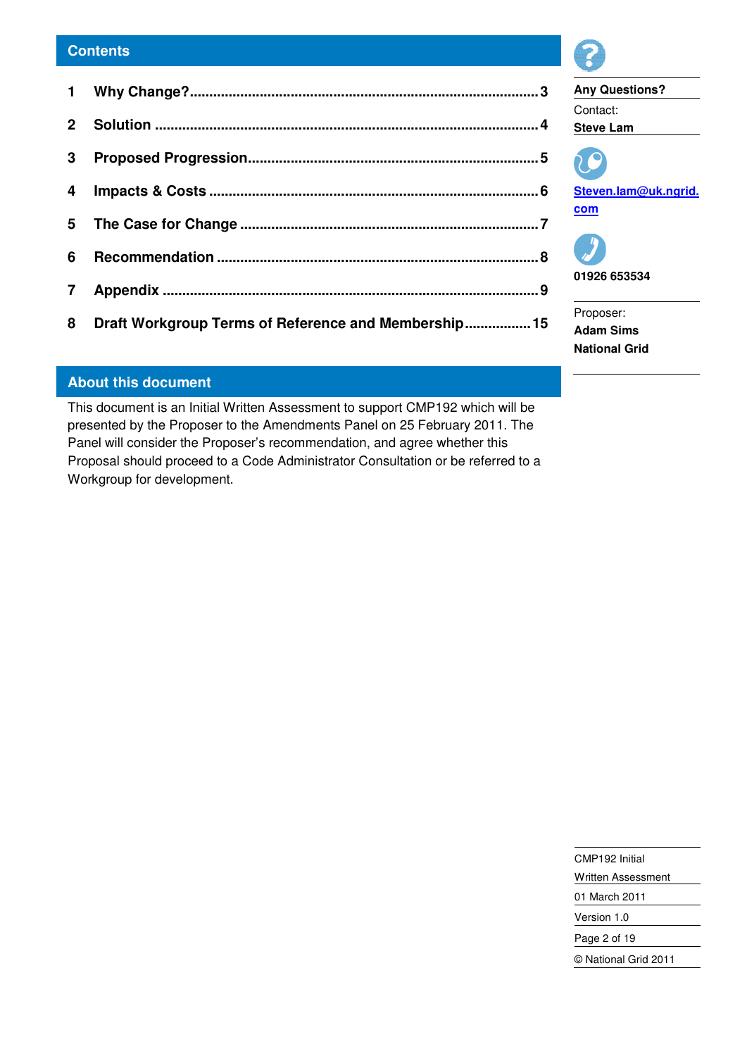## Contents

| | | |
|---|---|---|
| 1 | **Why Change?** | 3 |
| 2 | **Solution** | 4 |
| 3 | **Proposed Progression** | 5 |
| 4 | **Impacts & Costs** | 6 |
| 5 | **The Case for Change** | 7 |
| 6 | **Recommendation** | 8 |
| 7 | **Appendix** | 9 |
| 8 | **Draft Workgroup Terms of Reference and Membership** | 15 |

## About this document

This document is an Initial Written Assessment to support CMP192 which will be presented by the Proposer to the Amendments Panel on 25 February 2011. The Panel will consider the Proposer's recommendation, and agree whether this Proposal should proceed to a Code Administrator Consultation or be referred to a Workgroup for development.

**Any Questions?**

Contact:

**Steve Lam**

**Steven.lam@uk.ngrid.com**

**01926 653534**

Proposer:

**Adam Sims**

**National Grid**

CMP192 Initial Written Assessment

01 March 2011

Version 1.0

© National Grid 2011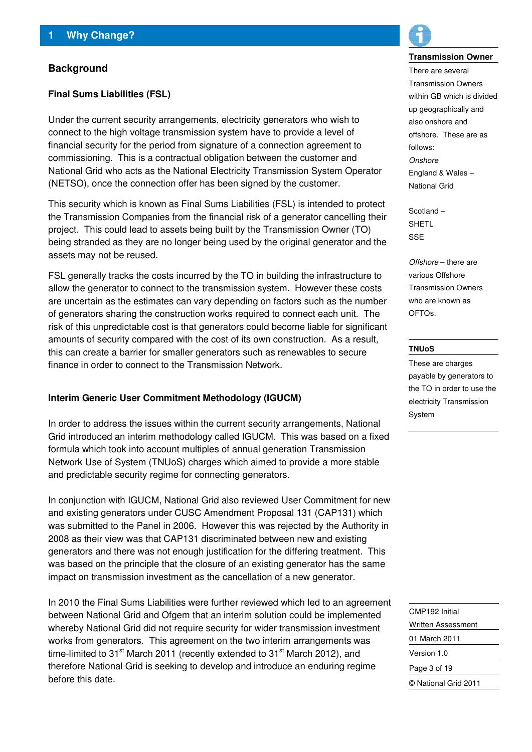# 1 Why Change?

## Background

### Final Sums Liabilities (FSL)

Under the current security arrangements, electricity generators who wish to connect to the high voltage transmission system have to provide a level of financial security for the period from signature of a connection agreement to commissioning. This is a contractual obligation between the customer and National Grid who acts as the National Electricity Transmission System Operator (NETSO), once the connection offer has been signed by the customer.

This security which is known as Final Sums Liabilities (FSL) is intended to protect the Transmission Companies from the financial risk of a generator cancelling their project. This could lead to assets being built by the Transmission Owner (TO) being stranded as they are no longer being used by the original generator and the assets may not be reused.

FSL generally tracks the costs incurred by the TO in building the infrastructure to allow the generator to connect to the transmission system. However these costs are uncertain as the estimates can vary depending on factors such as the number of generators sharing the construction works required to connect each unit. The risk of this unpredictable cost is that generators could become liable for significant amounts of security compared with the cost of its own construction. As a result, this can create a barrier for smaller generators such as renewables to secure finance in order to connect to the Transmission Network.

### Interim Generic User Commitment Methodology (IGUCM)

In order to address the issues within the current security arrangements, National Grid introduced an interim methodology called IGUCM. This was based on a fixed formula which took into account multiples of annual generation Transmission Network Use of System (TNUoS) charges which aimed to provide a more stable and predictable security regime for connecting generators.

In conjunction with IGUCM, National Grid also reviewed User Commitment for new and existing generators under CUSC Amendment Proposal 131 (CAP131) which was submitted to the Panel in 2006. However this was rejected by the Authority in 2008 as their view was that CAP131 discriminated between new and existing generators and there was not enough justification for the differing treatment. This was based on the principle that the closure of an existing generator has the same impact on transmission investment as the cancellation of a new generator.

In 2010 the Final Sums Liabilities were further reviewed which led to an agreement between National Grid and Ofgem that an interim solution could be implemented whereby National Grid did not require security for wider transmission investment works from generators. This agreement on the two interim arrangements was time-limited to 31st March 2011 (recently extended to 31st March 2012), and therefore National Grid is seeking to develop and introduce an enduring regime before this date.

---

**Transmission Owner**

There are several Transmission Owners within GB which is divided up geographically and also onshore and offshore. These are as follows:

*Onshore*

England & Wales – National Grid

Scotland – SHETL SSE

*Offshore* – there are various Offshore Transmission Owners who are known as OFTOs.

**TNUoS**

These are charges payable by generators to the TO in order to use the electricity Transmission System

CMP192 Initial Written Assessment

01 March 2011

Version 1.0

© National Grid 2011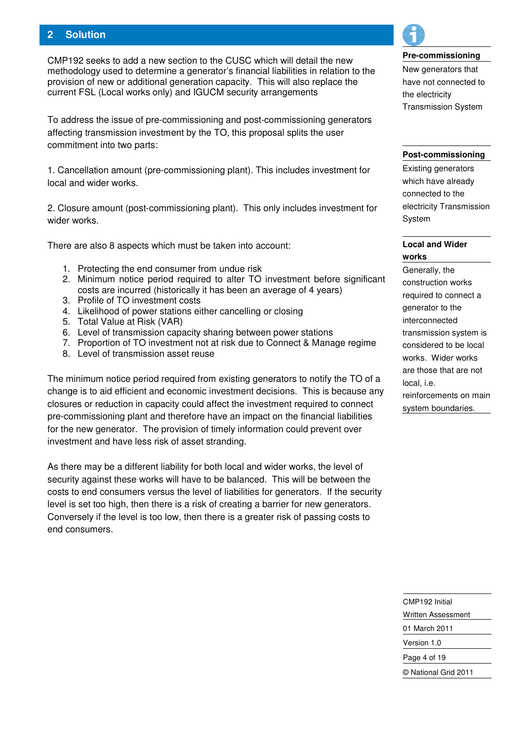## 2 Solution

CMP192 seeks to add a new section to the CUSC which will detail the new methodology used to determine a generator's financial liabilities in relation to the provision of new or additional generation capacity. This will also replace the current FSL (Local works only) and IGUCM security arrangements

To address the issue of pre-commissioning and post-commissioning generators affecting transmission investment by the TO, this proposal splits the user commitment into two parts:

1. Cancellation amount (pre-commissioning plant). This includes investment for local and wider works.

2. Closure amount (post-commissioning plant). This only includes investment for wider works.

There are also 8 aspects which must be taken into account:

1. Protecting the end consumer from undue risk
2. Minimum notice period required to alter TO investment before significant costs are incurred (historically it has been an average of 4 years)
3. Profile of TO investment costs
4. Likelihood of power stations either cancelling or closing
5. Total Value at Risk (VAR)
6. Level of transmission capacity sharing between power stations
7. Proportion of TO investment not at risk due to Connect & Manage regime
8. Level of transmission asset reuse

The minimum notice period required from existing generators to notify the TO of a change is to aid efficient and economic investment decisions. This is because any closures or reduction in capacity could affect the investment required to connect pre-commissioning plant and therefore have an impact on the financial liabilities for the new generator. The provision of timely information could prevent over investment and have less risk of asset stranding.

As there may be a different liability for both local and wider works, the level of security against these works will have to be balanced. This will be between the costs to end consumers versus the level of liabilities for generators. If the security level is set too high, then there is a risk of creating a barrier for new generators. Conversely if the level is too low, then there is a greater risk of passing costs to end consumers.

**Pre-commissioning**

New generators that have not connected to the electricity Transmission System

**Post-commissioning**

Existing generators which have already connected to the electricity Transmission System

**Local and Wider works**

Generally, the construction works required to connect a generator to the interconnected transmission system is considered to be local works. Wider works are those that are not local, i.e. reinforcements on main system boundaries.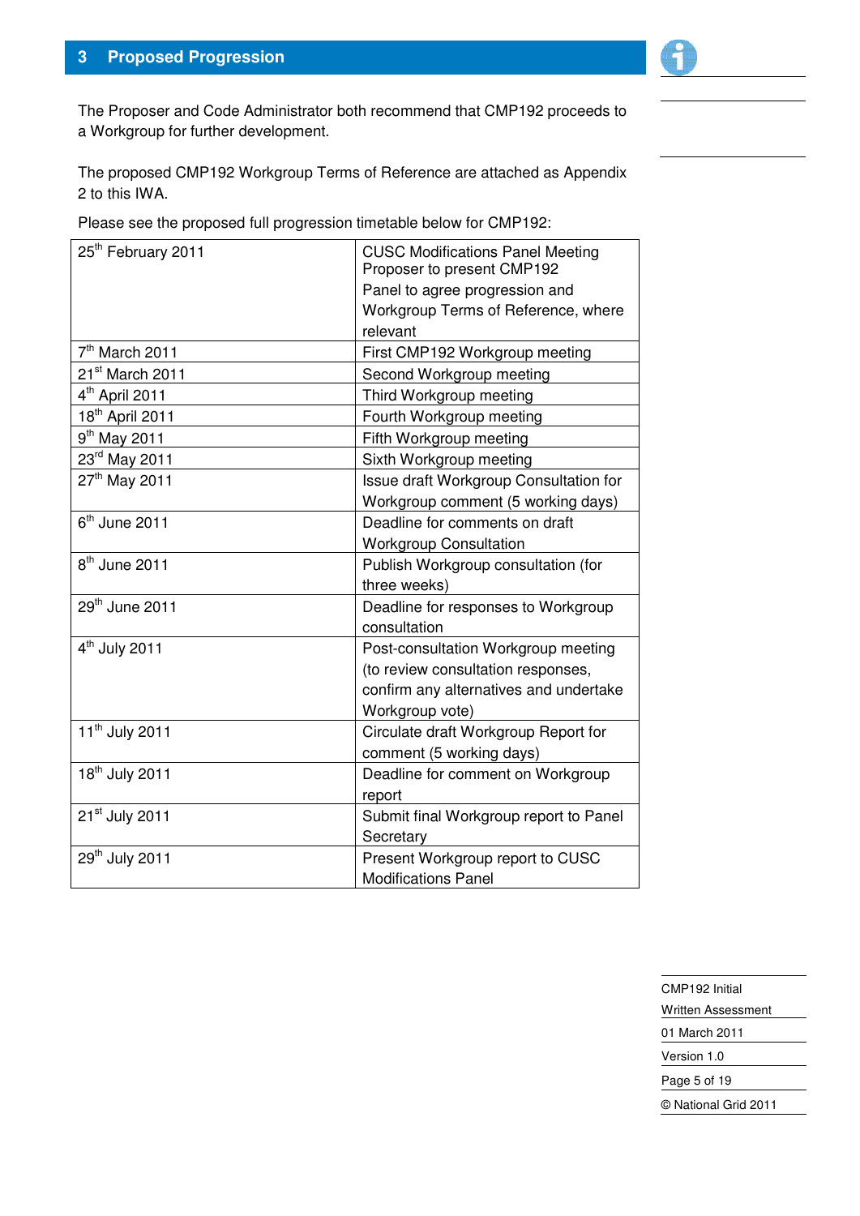## 3 Proposed Progression

The Proposer and Code Administrator both recommend that CMP192 proceeds to a Workgroup for further development.

The proposed CMP192 Workgroup Terms of Reference are attached as Appendix 2 to this IWA.

Please see the proposed full progression timetable below for CMP192:

| | |
|---|---|
| 25th February 2011 | CUSC Modifications Panel Meeting Proposer to present CMP192 Panel to agree progression and Workgroup Terms of Reference, where relevant |
| 7th March 2011 | First CMP192 Workgroup meeting |
| 21st March 2011 | Second Workgroup meeting |
| 4th April 2011 | Third Workgroup meeting |
| 18th April 2011 | Fourth Workgroup meeting |
| 9th May 2011 | Fifth Workgroup meeting |
| 23rd May 2011 | Sixth Workgroup meeting |
| 27th May 2011 | Issue draft Workgroup Consultation for Workgroup comment (5 working days) |
| 6th June 2011 | Deadline for comments on draft Workgroup Consultation |
| 8th June 2011 | Publish Workgroup consultation (for three weeks) |
| 29th June 2011 | Deadline for responses to Workgroup consultation |
| 4th July 2011 | Post-consultation Workgroup meeting (to review consultation responses, confirm any alternatives and undertake Workgroup vote) |
| 11th July 2011 | Circulate draft Workgroup Report for comment (5 working days) |
| 18th July 2011 | Deadline for comment on Workgroup report |
| 21st July 2011 | Submit final Workgroup report to Panel Secretary |
| 29th July 2011 | Present Workgroup report to CUSC Modifications Panel |

CMP192 Initial Written Assessment

01 March 2011

Version 1.0

© National Grid 2011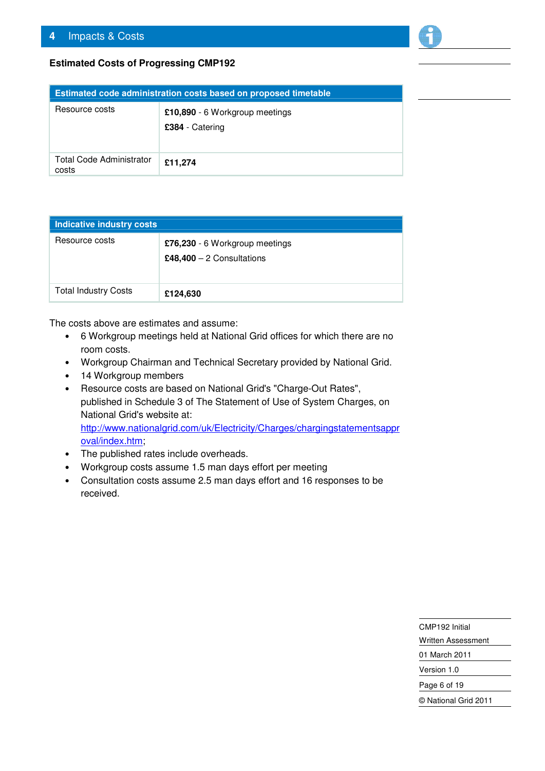## 4 Impacts & Costs

**Estimated Costs of Progressing CMP192**

| Estimated code administration costs based on proposed timetable | |
|---|---|
| Resource costs | **£10,890** - 6 Workgroup meetings<br>**£384** - Catering |
| Total Code Administrator costs | **£11,274** |

| Indicative industry costs | |
|---|---|
| Resource costs | **£76,230** - 6 Workgroup meetings<br>**£48,400** – 2 Consultations |
| Total Industry Costs | **£124,630** |

The costs above are estimates and assume:

- 6 Workgroup meetings held at National Grid offices for which there are no room costs.
- Workgroup Chairman and Technical Secretary provided by National Grid.
- 14 Workgroup members
- Resource costs are based on National Grid's "Charge-Out Rates", published in Schedule 3 of The Statement of Use of System Charges, on National Grid's website at: http://www.nationalgrid.com/uk/Electricity/Charges/chargingstatementsapproval/index.htm;
- The published rates include overheads.
- Workgroup costs assume 1.5 man days effort per meeting
- Consultation costs assume 2.5 man days effort and 16 responses to be received.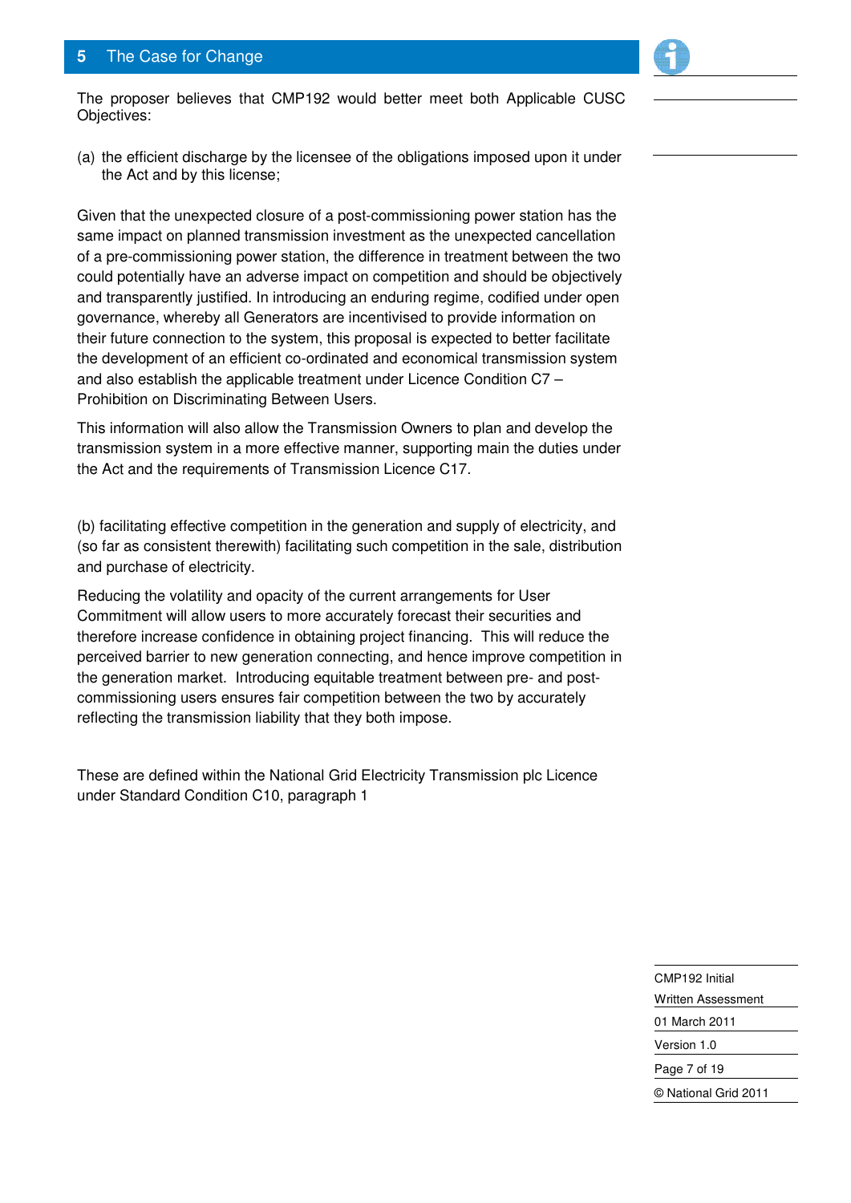## 5 The Case for Change

The proposer believes that CMP192 would better meet both Applicable CUSC Objectives:

(a) the efficient discharge by the licensee of the obligations imposed upon it under the Act and by this license;

Given that the unexpected closure of a post-commissioning power station has the same impact on planned transmission investment as the unexpected cancellation of a pre-commissioning power station, the difference in treatment between the two could potentially have an adverse impact on competition and should be objectively and transparently justified. In introducing an enduring regime, codified under open governance, whereby all Generators are incentivised to provide information on their future connection to the system, this proposal is expected to better facilitate the development of an efficient co-ordinated and economical transmission system and also establish the applicable treatment under Licence Condition C7 – Prohibition on Discriminating Between Users.

This information will also allow the Transmission Owners to plan and develop the transmission system in a more effective manner, supporting main the duties under the Act and the requirements of Transmission Licence C17.

(b) facilitating effective competition in the generation and supply of electricity, and (so far as consistent therewith) facilitating such competition in the sale, distribution and purchase of electricity.

Reducing the volatility and opacity of the current arrangements for User Commitment will allow users to more accurately forecast their securities and therefore increase confidence in obtaining project financing. This will reduce the perceived barrier to new generation connecting, and hence improve competition in the generation market. Introducing equitable treatment between pre- and post-commissioning users ensures fair competition between the two by accurately reflecting the transmission liability that they both impose.

These are defined within the National Grid Electricity Transmission plc Licence under Standard Condition C10, paragraph 1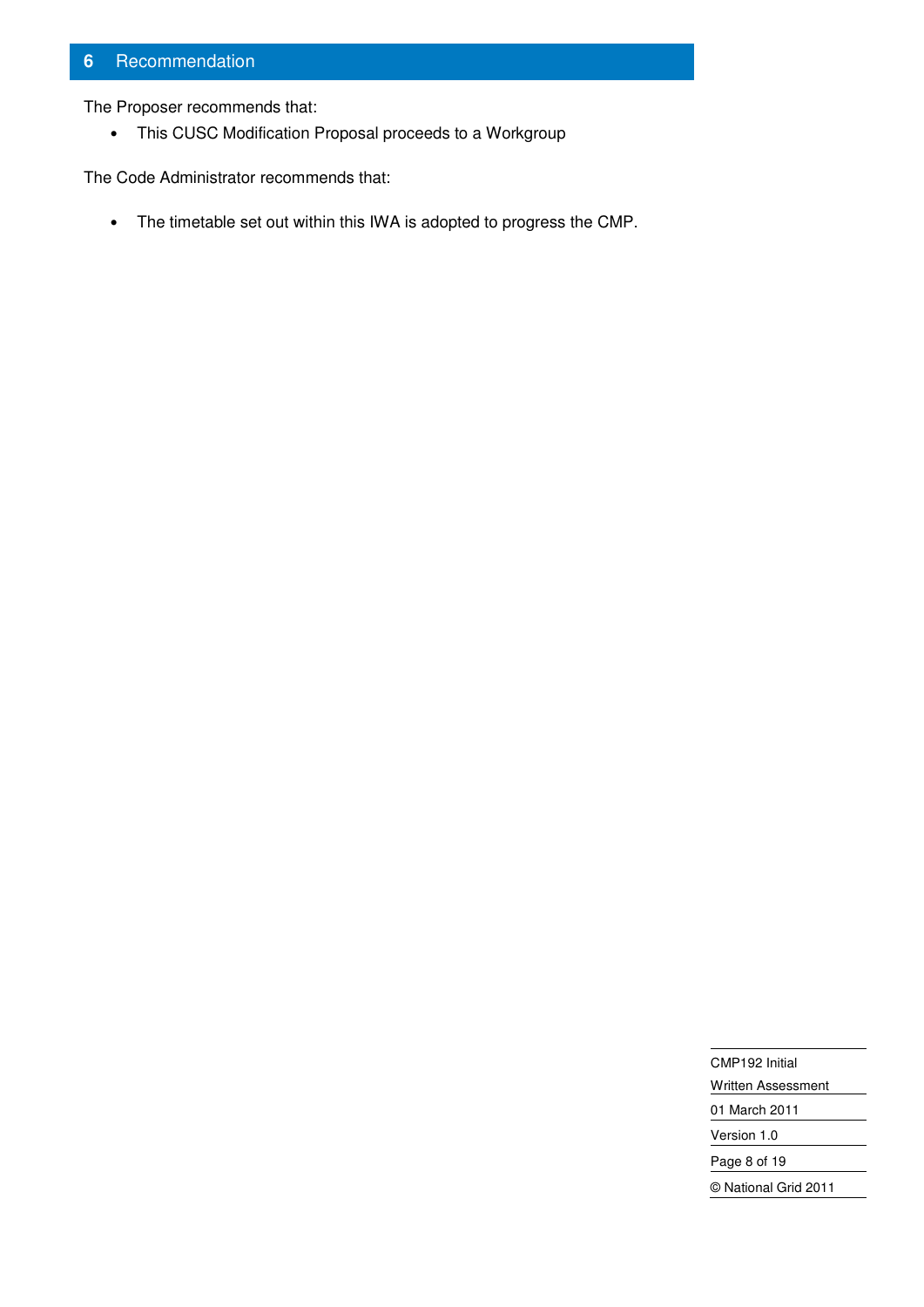## 6 Recommendation

The Proposer recommends that:

- This CUSC Modification Proposal proceeds to a Workgroup

The Code Administrator recommends that:

- The timetable set out within this IWA is adopted to progress the CMP.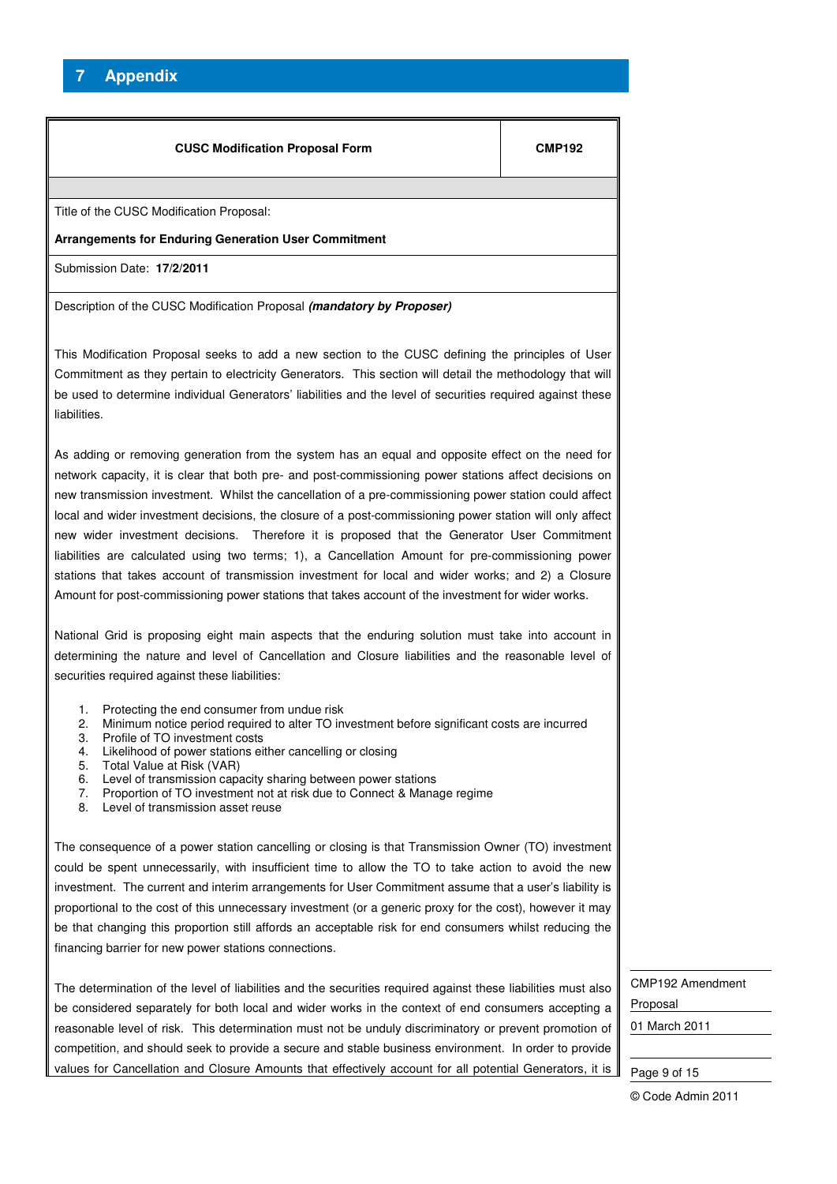# 7 Appendix

| CUSC Modification Proposal Form | CMP192 |
| --- | --- |

Title of the CUSC Modification Proposal:

**Arrangements for Enduring Generation User Commitment**

Submission Date: **17/2/2011**

Description of the CUSC Modification Proposal ***(mandatory by Proposer)***

This Modification Proposal seeks to add a new section to the CUSC defining the principles of User Commitment as they pertain to electricity Generators. This section will detail the methodology that will be used to determine individual Generators' liabilities and the level of securities required against these liabilities.

As adding or removing generation from the system has an equal and opposite effect on the need for network capacity, it is clear that both pre- and post-commissioning power stations affect decisions on new transmission investment. Whilst the cancellation of a pre-commissioning power station could affect local and wider investment decisions, the closure of a post-commissioning power station will only affect new wider investment decisions. Therefore it is proposed that the Generator User Commitment liabilities are calculated using two terms; 1), a Cancellation Amount for pre-commissioning power stations that takes account of transmission investment for local and wider works; and 2) a Closure Amount for post-commissioning power stations that takes account of the investment for wider works.

National Grid is proposing eight main aspects that the enduring solution must take into account in determining the nature and level of Cancellation and Closure liabilities and the reasonable level of securities required against these liabilities:

1. Protecting the end consumer from undue risk
2. Minimum notice period required to alter TO investment before significant costs are incurred
3. Profile of TO investment costs
4. Likelihood of power stations either cancelling or closing
5. Total Value at Risk (VAR)
6. Level of transmission capacity sharing between power stations
7. Proportion of TO investment not at risk due to Connect & Manage regime
8. Level of transmission asset reuse

The consequence of a power station cancelling or closing is that Transmission Owner (TO) investment could be spent unnecessarily, with insufficient time to allow the TO to take action to avoid the new investment. The current and interim arrangements for User Commitment assume that a user's liability is proportional to the cost of this unnecessary investment (or a generic proxy for the cost), however it may be that changing this proportion still affords an acceptable risk for end consumers whilst reducing the financing barrier for new power stations connections.

The determination of the level of liabilities and the securities required against these liabilities must also be considered separately for both local and wider works in the context of end consumers accepting a reasonable level of risk. This determination must not be unduly discriminatory or prevent promotion of competition, and should seek to provide a secure and stable business environment. In order to provide values for Cancellation and Closure Amounts that effectively account for all potential Generators, it is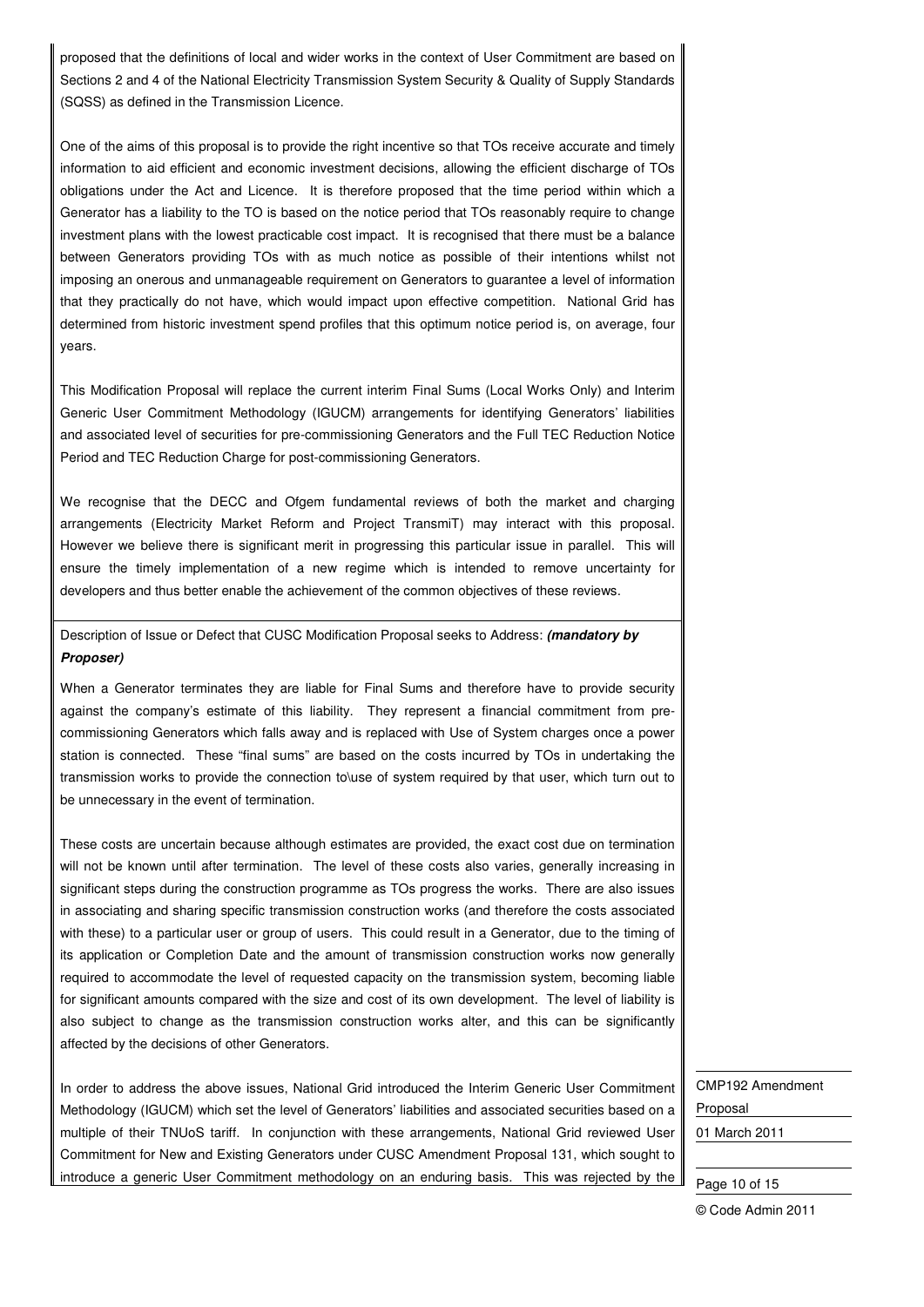proposed that the definitions of local and wider works in the context of User Commitment are based on Sections 2 and 4 of the National Electricity Transmission System Security & Quality of Supply Standards (SQSS) as defined in the Transmission Licence.

One of the aims of this proposal is to provide the right incentive so that TOs receive accurate and timely information to aid efficient and economic investment decisions, allowing the efficient discharge of TOs obligations under the Act and Licence. It is therefore proposed that the time period within which a Generator has a liability to the TO is based on the notice period that TOs reasonably require to change investment plans with the lowest practicable cost impact. It is recognised that there must be a balance between Generators providing TOs with as much notice as possible of their intentions whilst not imposing an onerous and unmanageable requirement on Generators to guarantee a level of information that they practically do not have, which would impact upon effective competition. National Grid has determined from historic investment spend profiles that this optimum notice period is, on average, four years.

This Modification Proposal will replace the current interim Final Sums (Local Works Only) and Interim Generic User Commitment Methodology (IGUCM) arrangements for identifying Generators' liabilities and associated level of securities for pre-commissioning Generators and the Full TEC Reduction Notice Period and TEC Reduction Charge for post-commissioning Generators.

We recognise that the DECC and Ofgem fundamental reviews of both the market and charging arrangements (Electricity Market Reform and Project TransmiT) may interact with this proposal. However we believe there is significant merit in progressing this particular issue in parallel. This will ensure the timely implementation of a new regime which is intended to remove uncertainty for developers and thus better enable the achievement of the common objectives of these reviews.

Description of Issue or Defect that CUSC Modification Proposal seeks to Address: ***(mandatory by Proposer)***

When a Generator terminates they are liable for Final Sums and therefore have to provide security against the company's estimate of this liability. They represent a financial commitment from pre-commissioning Generators which falls away and is replaced with Use of System charges once a power station is connected. These "final sums" are based on the costs incurred by TOs in undertaking the transmission works to provide the connection to\use of system required by that user, which turn out to be unnecessary in the event of termination.

These costs are uncertain because although estimates are provided, the exact cost due on termination will not be known until after termination. The level of these costs also varies, generally increasing in significant steps during the construction programme as TOs progress the works. There are also issues in associating and sharing specific transmission construction works (and therefore the costs associated with these) to a particular user or group of users. This could result in a Generator, due to the timing of its application or Completion Date and the amount of transmission construction works now generally required to accommodate the level of requested capacity on the transmission system, becoming liable for significant amounts compared with the size and cost of its own development. The level of liability is also subject to change as the transmission construction works alter, and this can be significantly affected by the decisions of other Generators.

In order to address the above issues, National Grid introduced the Interim Generic User Commitment Methodology (IGUCM) which set the level of Generators' liabilities and associated securities based on a multiple of their TNUoS tariff. In conjunction with these arrangements, National Grid reviewed User Commitment for New and Existing Generators under CUSC Amendment Proposal 131, which sought to introduce a generic User Commitment methodology on an enduring basis. This was rejected by the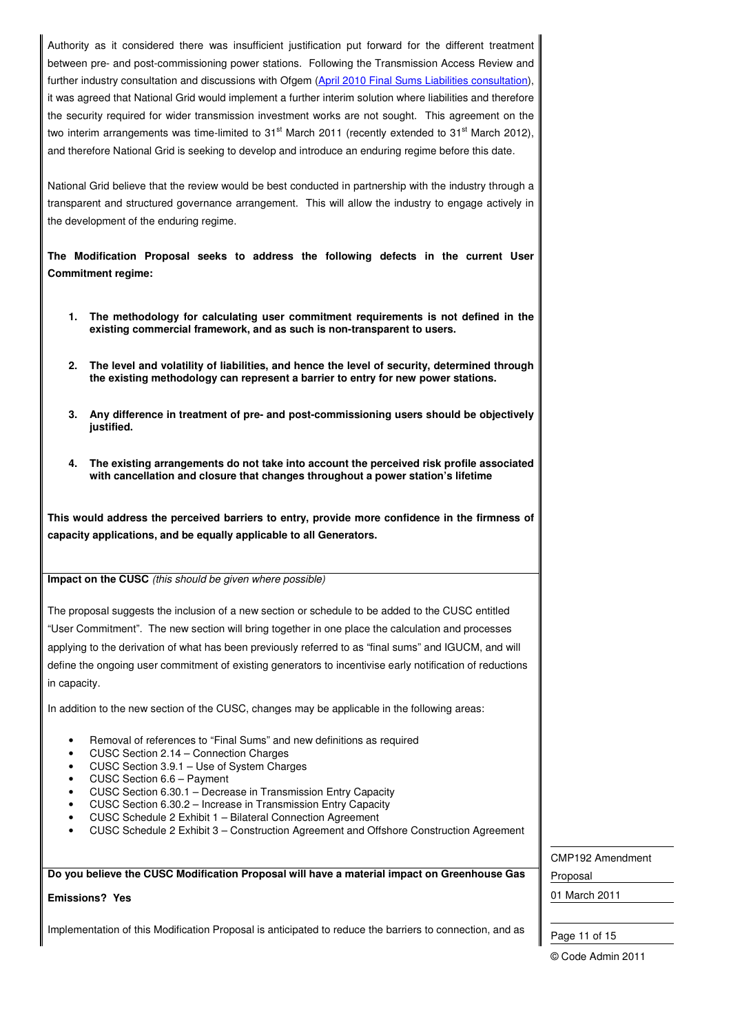Authority as it considered there was insufficient justification put forward for the different treatment between pre- and post-commissioning power stations. Following the Transmission Access Review and further industry consultation and discussions with Ofgem (April 2010 Final Sums Liabilities consultation), it was agreed that National Grid would implement a further interim solution where liabilities and therefore the security required for wider transmission investment works are not sought. This agreement on the two interim arrangements was time-limited to 31st March 2011 (recently extended to 31st March 2012), and therefore National Grid is seeking to develop and introduce an enduring regime before this date.

National Grid believe that the review would be best conducted in partnership with the industry through a transparent and structured governance arrangement. This will allow the industry to engage actively in the development of the enduring regime.

**The Modification Proposal seeks to address the following defects in the current User Commitment regime:**

1. **The methodology for calculating user commitment requirements is not defined in the existing commercial framework, and as such is non-transparent to users.**

2. **The level and volatility of liabilities, and hence the level of security, determined through the existing methodology can represent a barrier to entry for new power stations.**

3. **Any difference in treatment of pre- and post-commissioning users should be objectively justified.**

4. **The existing arrangements do not take into account the perceived risk profile associated with cancellation and closure that changes throughout a power station's lifetime**

**This would address the perceived barriers to entry, provide more confidence in the firmness of capacity applications, and be equally applicable to all Generators.**

**Impact on the CUSC** *(this should be given where possible)*

The proposal suggests the inclusion of a new section or schedule to be added to the CUSC entitled "User Commitment". The new section will bring together in one place the calculation and processes applying to the derivation of what has been previously referred to as "final sums" and IGUCM, and will define the ongoing user commitment of existing generators to incentivise early notification of reductions in capacity.

In addition to the new section of the CUSC, changes may be applicable in the following areas:

- Removal of references to "Final Sums" and new definitions as required
- CUSC Section 2.14 – Connection Charges
- CUSC Section 3.9.1 – Use of System Charges
- CUSC Section 6.6 – Payment
- CUSC Section 6.30.1 – Decrease in Transmission Entry Capacity
- CUSC Section 6.30.2 – Increase in Transmission Entry Capacity
- CUSC Schedule 2 Exhibit 1 – Bilateral Connection Agreement
- CUSC Schedule 2 Exhibit 3 – Construction Agreement and Offshore Construction Agreement

**Do you believe the CUSC Modification Proposal will have a material impact on Greenhouse Gas Emissions? Yes**

Implementation of this Modification Proposal is anticipated to reduce the barriers to connection, and as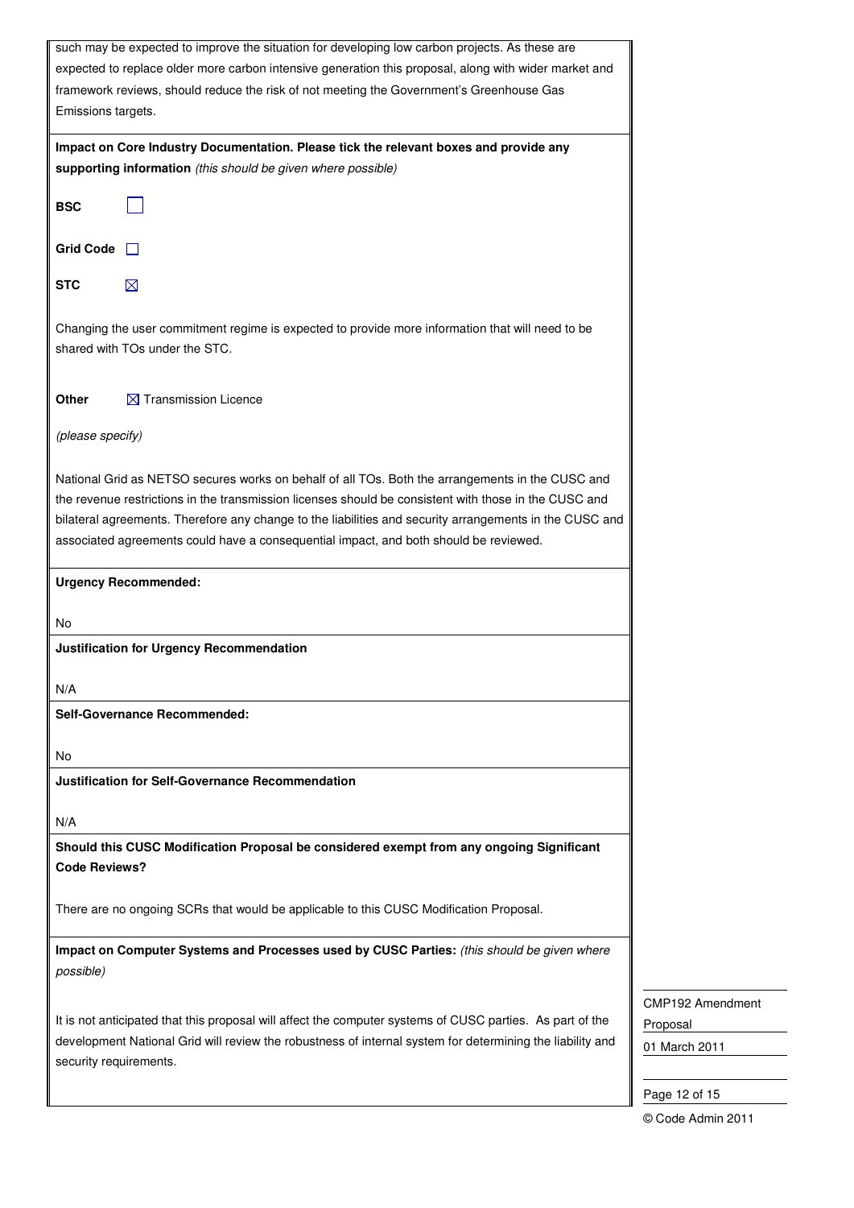such may be expected to improve the situation for developing low carbon projects. As these are expected to replace older more carbon intensive generation this proposal, along with wider market and framework reviews, should reduce the risk of not meeting the Government's Greenhouse Gas Emissions targets.

**Impact on Core Industry Documentation. Please tick the relevant boxes and provide any supporting information** *(this should be given where possible)*

**BSC** ☐

**Grid Code** ☐

**STC** ☒

Changing the user commitment regime is expected to provide more information that will need to be shared with TOs under the STC.

**Other** ☒ Transmission Licence

*(please specify)*

National Grid as NETSO secures works on behalf of all TOs. Both the arrangements in the CUSC and the revenue restrictions in the transmission licenses should be consistent with those in the CUSC and bilateral agreements. Therefore any change to the liabilities and security arrangements in the CUSC and associated agreements could have a consequential impact, and both should be reviewed.

**Urgency Recommended:**

No

**Justification for Urgency Recommendation**

N/A

**Self-Governance Recommended:**

No

**Justification for Self-Governance Recommendation**

N/A

**Should this CUSC Modification Proposal be considered exempt from any ongoing Significant Code Reviews?**

There are no ongoing SCRs that would be applicable to this CUSC Modification Proposal.

**Impact on Computer Systems and Processes used by CUSC Parties:** *(this should be given where possible)*

It is not anticipated that this proposal will affect the computer systems of CUSC parties. As part of the development National Grid will review the robustness of internal system for determining the liability and security requirements.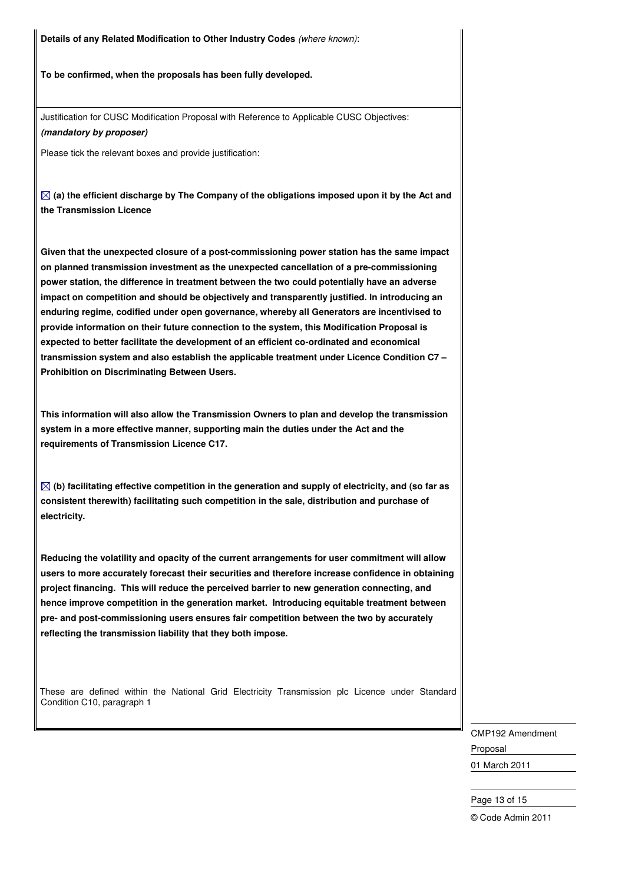**Details of any Related Modification to Other Industry Codes** *(where known)*:

**To be confirmed, when the proposals has been fully developed.**

Justification for CUSC Modification Proposal with Reference to Applicable CUSC Objectives:
***(mandatory by proposer)***

Please tick the relevant boxes and provide justification:

☒ **(a) the efficient discharge by The Company of the obligations imposed upon it by the Act and the Transmission Licence**

**Given that the unexpected closure of a post-commissioning power station has the same impact on planned transmission investment as the unexpected cancellation of a pre-commissioning power station, the difference in treatment between the two could potentially have an adverse impact on competition and should be objectively and transparently justified. In introducing an enduring regime, codified under open governance, whereby all Generators are incentivised to provide information on their future connection to the system, this Modification Proposal is expected to better facilitate the development of an efficient co-ordinated and economical transmission system and also establish the applicable treatment under Licence Condition C7 – Prohibition on Discriminating Between Users.**

**This information will also allow the Transmission Owners to plan and develop the transmission system in a more effective manner, supporting main the duties under the Act and the requirements of Transmission Licence C17.**

☒ **(b) facilitating effective competition in the generation and supply of electricity, and (so far as consistent therewith) facilitating such competition in the sale, distribution and purchase of electricity.**

**Reducing the volatility and opacity of the current arrangements for user commitment will allow users to more accurately forecast their securities and therefore increase confidence in obtaining project financing. This will reduce the perceived barrier to new generation connecting, and hence improve competition in the generation market. Introducing equitable treatment between pre- and post-commissioning users ensures fair competition between the two by accurately reflecting the transmission liability that they both impose.**

These are defined within the National Grid Electricity Transmission plc Licence under Standard Condition C10, paragraph 1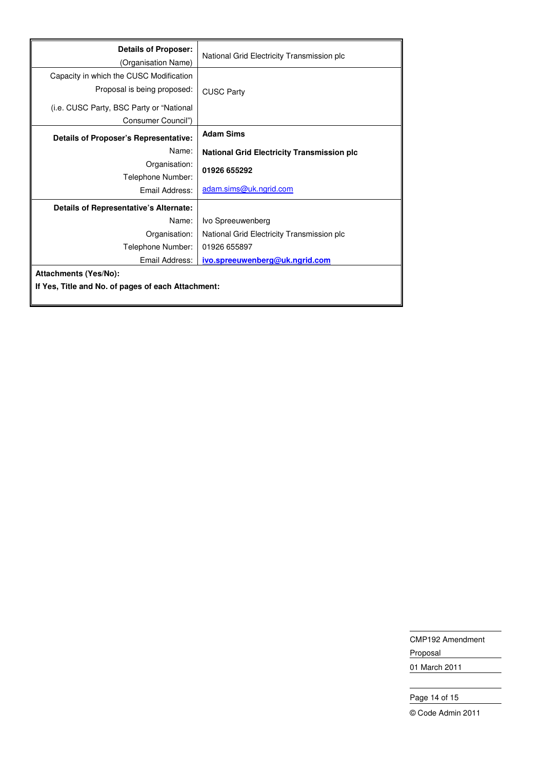| **Details of Proposer:** (Organisation Name) | National Grid Electricity Transmission plc |
|---|---|
| Capacity in which the CUSC Modification Proposal is being proposed: (i.e. CUSC Party, BSC Party or "National Consumer Council") | CUSC Party |
| **Details of Proposer's Representative:** Name: Organisation: Telephone Number: Email Address: | **Adam Sims** **National Grid Electricity Transmission plc** **01926 655292** adam.sims@uk.ngrid.com |
| **Details of Representative's Alternate:** Name: Organisation: Telephone Number: Email Address: | Ivo Spreeuwenberg National Grid Electricity Transmission plc 01926 655897 **ivo.spreeuwenberg@uk.ngrid.com** |
| **Attachments (Yes/No):** **If Yes, Title and No. of pages of each Attachment:** | |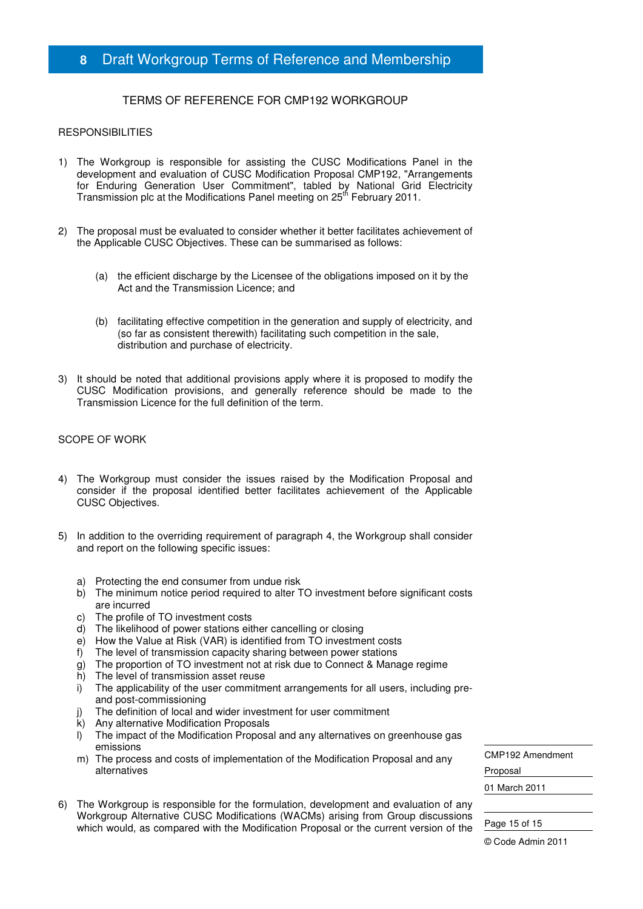# 8 Draft Workgroup Terms of Reference and Membership

TERMS OF REFERENCE FOR CMP192 WORKGROUP

RESPONSIBILITIES

1) The Workgroup is responsible for assisting the CUSC Modifications Panel in the development and evaluation of CUSC Modification Proposal CMP192, "Arrangements for Enduring Generation User Commitment", tabled by National Grid Electricity Transmission plc at the Modifications Panel meeting on 25th February 2011.

2) The proposal must be evaluated to consider whether it better facilitates achievement of the Applicable CUSC Objectives. These can be summarised as follows:

   (a) the efficient discharge by the Licensee of the obligations imposed on it by the Act and the Transmission Licence; and

   (b) facilitating effective competition in the generation and supply of electricity, and (so far as consistent therewith) facilitating such competition in the sale, distribution and purchase of electricity.

3) It should be noted that additional provisions apply where it is proposed to modify the CUSC Modification provisions, and generally reference should be made to the Transmission Licence for the full definition of the term.

SCOPE OF WORK

4) The Workgroup must consider the issues raised by the Modification Proposal and consider if the proposal identified better facilitates achievement of the Applicable CUSC Objectives.

5) In addition to the overriding requirement of paragraph 4, the Workgroup shall consider and report on the following specific issues:

   a) Protecting the end consumer from undue risk
   b) The minimum notice period required to alter TO investment before significant costs are incurred
   c) The profile of TO investment costs
   d) The likelihood of power stations either cancelling or closing
   e) How the Value at Risk (VAR) is identified from TO investment costs
   f) The level of transmission capacity sharing between power stations
   g) The proportion of TO investment not at risk due to Connect & Manage regime
   h) The level of transmission asset reuse
   i) The applicability of the user commitment arrangements for all users, including pre- and post-commissioning
   j) The definition of local and wider investment for user commitment
   k) Any alternative Modification Proposals
   l) The impact of the Modification Proposal and any alternatives on greenhouse gas emissions
   m) The process and costs of implementation of the Modification Proposal and any alternatives

6) The Workgroup is responsible for the formulation, development and evaluation of any Workgroup Alternative CUSC Modifications (WACMs) arising from Group discussions which would, as compared with the Modification Proposal or the current version of the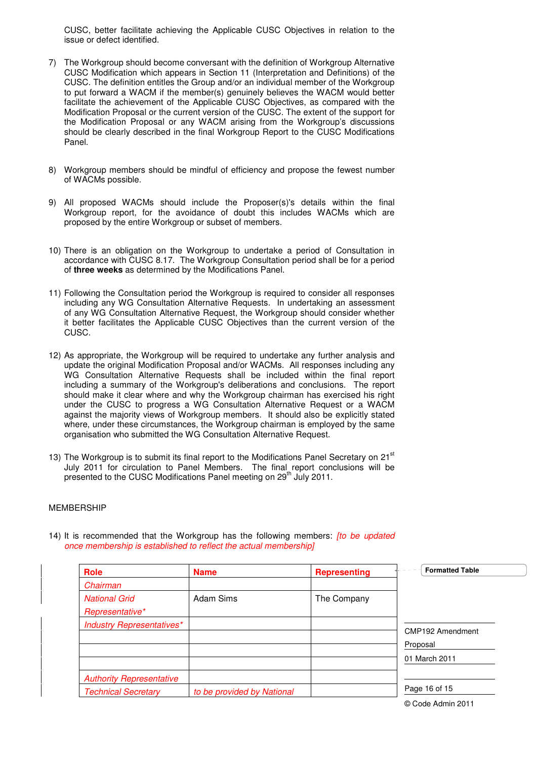CUSC, better facilitate achieving the Applicable CUSC Objectives in relation to the issue or defect identified.

7) The Workgroup should become conversant with the definition of Workgroup Alternative CUSC Modification which appears in Section 11 (Interpretation and Definitions) of the CUSC. The definition entitles the Group and/or an individual member of the Workgroup to put forward a WACM if the member(s) genuinely believes the WACM would better facilitate the achievement of the Applicable CUSC Objectives, as compared with the Modification Proposal or the current version of the CUSC. The extent of the support for the Modification Proposal or any WACM arising from the Workgroup's discussions should be clearly described in the final Workgroup Report to the CUSC Modifications Panel.

8) Workgroup members should be mindful of efficiency and propose the fewest number of WACMs possible.

9) All proposed WACMs should include the Proposer(s)'s details within the final Workgroup report, for the avoidance of doubt this includes WACMs which are proposed by the entire Workgroup or subset of members.

10) There is an obligation on the Workgroup to undertake a period of Consultation in accordance with CUSC 8.17. The Workgroup Consultation period shall be for a period of **three weeks** as determined by the Modifications Panel.

11) Following the Consultation period the Workgroup is required to consider all responses including any WG Consultation Alternative Requests. In undertaking an assessment of any WG Consultation Alternative Request, the Workgroup should consider whether it better facilitates the Applicable CUSC Objectives than the current version of the CUSC.

12) As appropriate, the Workgroup will be required to undertake any further analysis and update the original Modification Proposal and/or WACMs. All responses including any WG Consultation Alternative Requests shall be included within the final report including a summary of the Workgroup's deliberations and conclusions. The report should make it clear where and why the Workgroup chairman has exercised his right under the CUSC to progress a WG Consultation Alternative Request or a WACM against the majority views of Workgroup members. It should also be explicitly stated where, under these circumstances, the Workgroup chairman is employed by the same organisation who submitted the WG Consultation Alternative Request.

13) The Workgroup is to submit its final report to the Modifications Panel Secretary on 21st July 2011 for circulation to Panel Members. The final report conclusions will be presented to the CUSC Modifications Panel meeting on 29th July 2011.

MEMBERSHIP

14) It is recommended that the Workgroup has the following members: *[to be updated once membership is established to reflect the actual membership]*

| **Role** | **Name** | **Representing** |
|---|---|---|
| *Chairman* | | |
| *National Grid Representative** | Adam Sims | The Company |
| *Industry Representatives** | | |
| | | |
| | | |
| | | |
| *Authority Representative* | | |
| *Technical Secretary* | *to be provided by National* | |

Formatted Table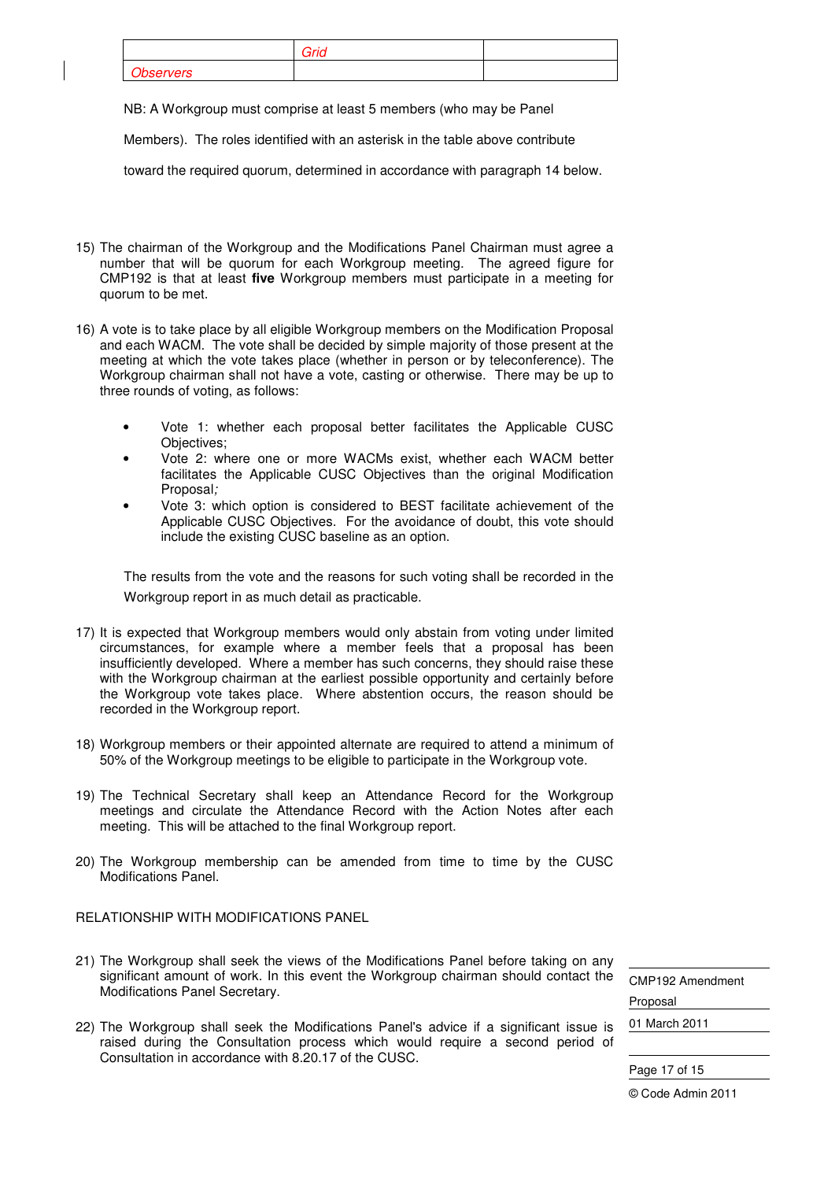| | Grid | |
|---|---|---|
| Observers | | |

NB: A Workgroup must comprise at least 5 members (who may be Panel Members). The roles identified with an asterisk in the table above contribute toward the required quorum, determined in accordance with paragraph 14 below.

15) The chairman of the Workgroup and the Modifications Panel Chairman must agree a number that will be quorum for each Workgroup meeting. The agreed figure for CMP192 is that at least **five** Workgroup members must participate in a meeting for quorum to be met.

16) A vote is to take place by all eligible Workgroup members on the Modification Proposal and each WACM. The vote shall be decided by simple majority of those present at the meeting at which the vote takes place (whether in person or by teleconference). The Workgroup chairman shall not have a vote, casting or otherwise. There may be up to three rounds of voting, as follows:

- Vote 1: whether each proposal better facilitates the Applicable CUSC Objectives;
- Vote 2: where one or more WACMs exist, whether each WACM better facilitates the Applicable CUSC Objectives than the original Modification Proposal*;*
- Vote 3: which option is considered to BEST facilitate achievement of the Applicable CUSC Objectives. For the avoidance of doubt, this vote should include the existing CUSC baseline as an option.

The results from the vote and the reasons for such voting shall be recorded in the Workgroup report in as much detail as practicable.

17) It is expected that Workgroup members would only abstain from voting under limited circumstances, for example where a member feels that a proposal has been insufficiently developed. Where a member has such concerns, they should raise these with the Workgroup chairman at the earliest possible opportunity and certainly before the Workgroup vote takes place. Where abstention occurs, the reason should be recorded in the Workgroup report.

18) Workgroup members or their appointed alternate are required to attend a minimum of 50% of the Workgroup meetings to be eligible to participate in the Workgroup vote.

19) The Technical Secretary shall keep an Attendance Record for the Workgroup meetings and circulate the Attendance Record with the Action Notes after each meeting. This will be attached to the final Workgroup report.

20) The Workgroup membership can be amended from time to time by the CUSC Modifications Panel.

RELATIONSHIP WITH MODIFICATIONS PANEL

21) The Workgroup shall seek the views of the Modifications Panel before taking on any significant amount of work. In this event the Workgroup chairman should contact the Modifications Panel Secretary.

22) The Workgroup shall seek the Modifications Panel's advice if a significant issue is raised during the Consultation process which would require a second period of Consultation in accordance with 8.20.17 of the CUSC.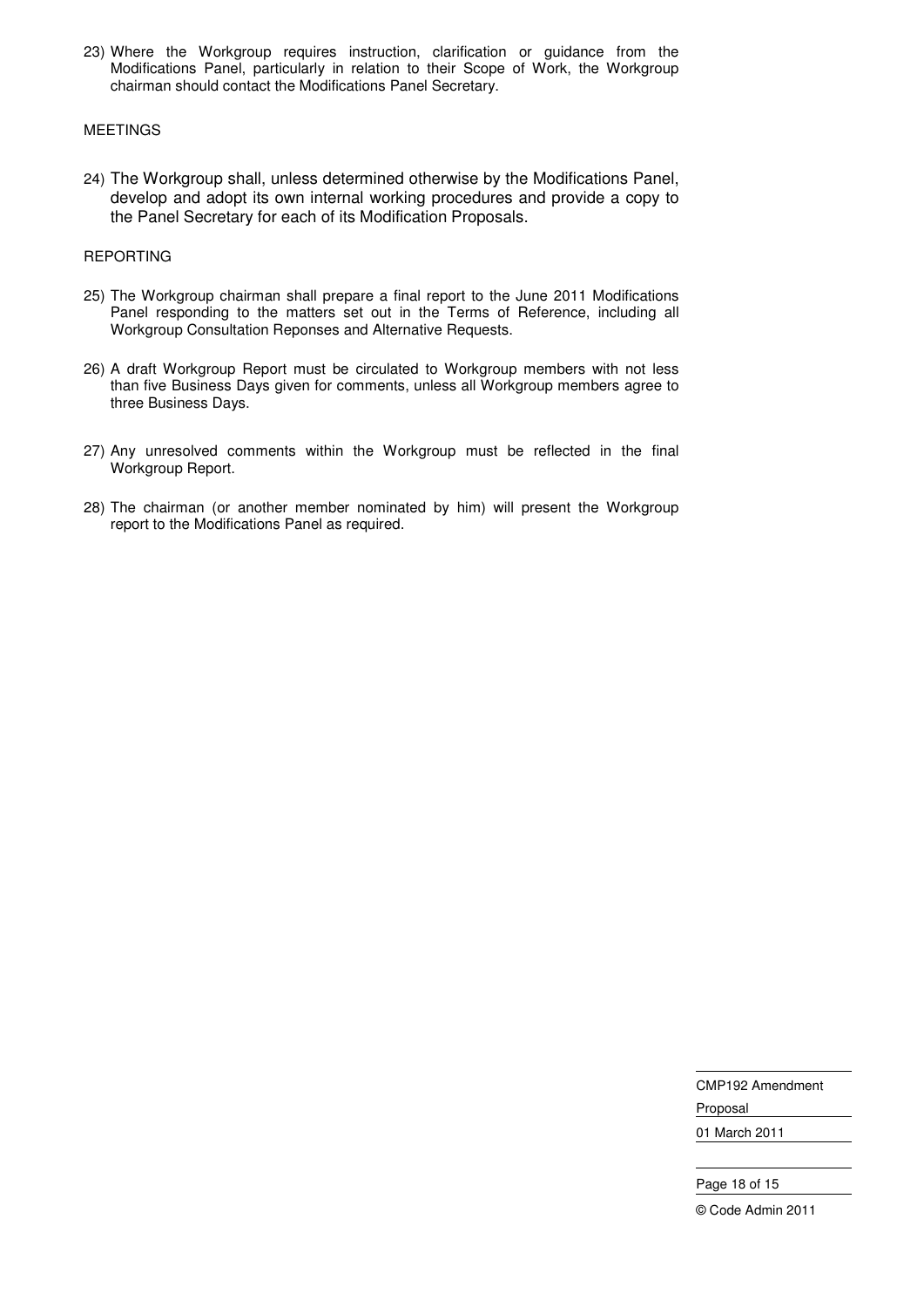23) Where the Workgroup requires instruction, clarification or guidance from the Modifications Panel, particularly in relation to their Scope of Work, the Workgroup chairman should contact the Modifications Panel Secretary.

MEETINGS

24) The Workgroup shall, unless determined otherwise by the Modifications Panel, develop and adopt its own internal working procedures and provide a copy to the Panel Secretary for each of its Modification Proposals.

REPORTING

25) The Workgroup chairman shall prepare a final report to the June 2011 Modifications Panel responding to the matters set out in the Terms of Reference, including all Workgroup Consultation Reponses and Alternative Requests.

26) A draft Workgroup Report must be circulated to Workgroup members with not less than five Business Days given for comments, unless all Workgroup members agree to three Business Days.

27) Any unresolved comments within the Workgroup must be reflected in the final Workgroup Report.

28) The chairman (or another member nominated by him) will present the Workgroup report to the Modifications Panel as required.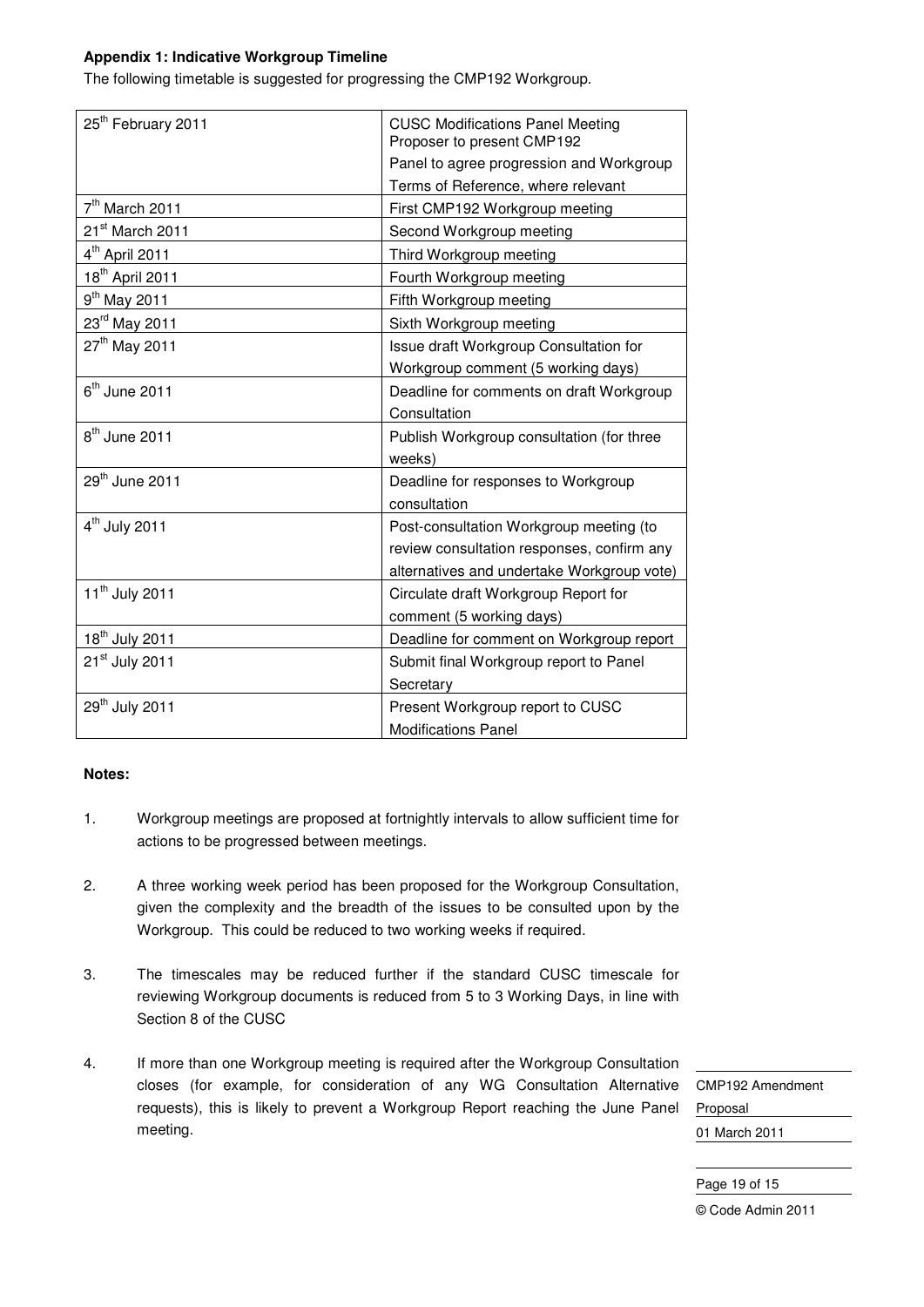**Appendix 1: Indicative Workgroup Timeline**

The following timetable is suggested for progressing the CMP192 Workgroup.

| | |
|---|---|
| 25th February 2011 | CUSC Modifications Panel Meeting<br>Proposer to present CMP192<br>Panel to agree progression and Workgroup Terms of Reference, where relevant |
| 7th March 2011 | First CMP192 Workgroup meeting |
| 21st March 2011 | Second Workgroup meeting |
| 4th April 2011 | Third Workgroup meeting |
| 18th April 2011 | Fourth Workgroup meeting |
| 9th May 2011 | Fifth Workgroup meeting |
| 23rd May 2011 | Sixth Workgroup meeting |
| 27th May 2011 | Issue draft Workgroup Consultation for Workgroup comment (5 working days) |
| 6th June 2011 | Deadline for comments on draft Workgroup Consultation |
| 8th June 2011 | Publish Workgroup consultation (for three weeks) |
| 29th June 2011 | Deadline for responses to Workgroup consultation |
| 4th July 2011 | Post-consultation Workgroup meeting (to review consultation responses, confirm any alternatives and undertake Workgroup vote) |
| 11th July 2011 | Circulate draft Workgroup Report for comment (5 working days) |
| 18th July 2011 | Deadline for comment on Workgroup report |
| 21st July 2011 | Submit final Workgroup report to Panel Secretary |
| 29th July 2011 | Present Workgroup report to CUSC Modifications Panel |

**Notes:**

1. Workgroup meetings are proposed at fortnightly intervals to allow sufficient time for actions to be progressed between meetings.

2. A three working week period has been proposed for the Workgroup Consultation, given the complexity and the breadth of the issues to be consulted upon by the Workgroup. This could be reduced to two working weeks if required.

3. The timescales may be reduced further if the standard CUSC timescale for reviewing Workgroup documents is reduced from 5 to 3 Working Days, in line with Section 8 of the CUSC

4. If more than one Workgroup meeting is required after the Workgroup Consultation closes (for example, for consideration of any WG Consultation Alternative requests), this is likely to prevent a Workgroup Report reaching the June Panel meeting.